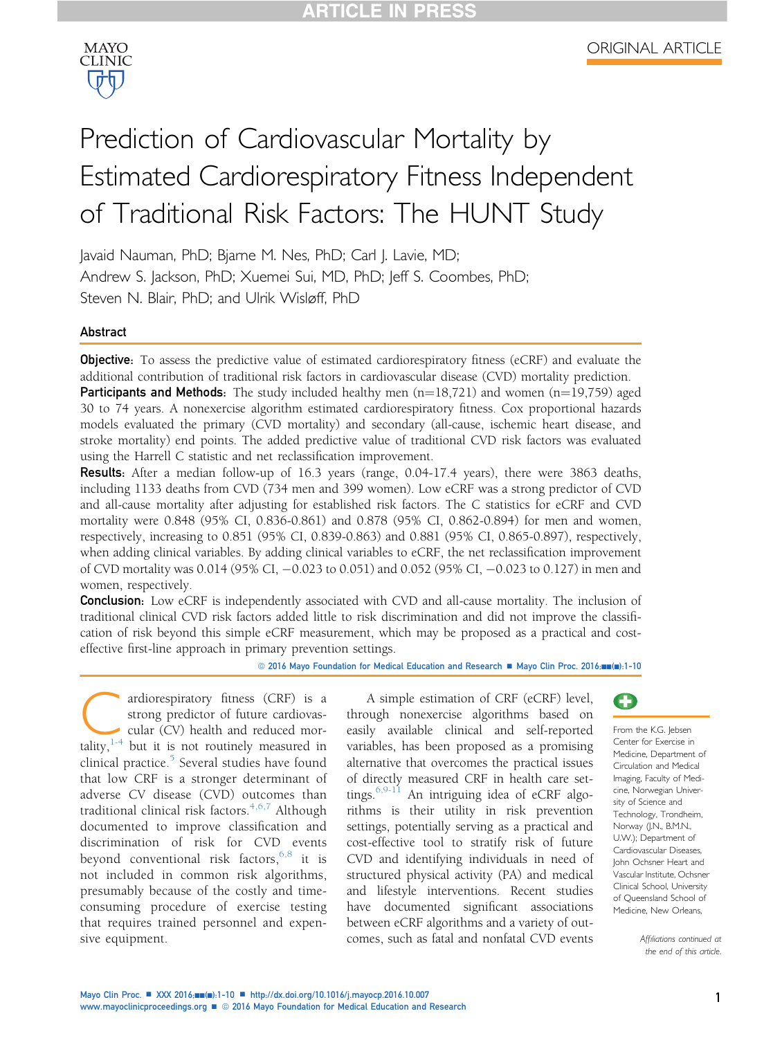ORIGINAL ARTICLE

# Prediction of Cardiovascular Mortality by Estimated Cardiorespiratory Fitness Independent of Traditional Risk Factors: The HUNT Study

Javaid Nauman, PhD; Bjarne M. Nes, PhD; Carl J. Lavie, MD; Andrew S. Jackson, PhD; Xuemei Sui, MD, PhD; Jeff S. Coombes, PhD; Steven N. Blair, PhD; and Ulrik Wisløff, PhD

## Abstract

**Objective:** To assess the predictive value of estimated cardiorespiratory fitness (eCRF) and evaluate the additional contribution of traditional risk factors in cardiovascular disease (CVD) mortality prediction.

**Participants and Methods:** The study included healthy men (n=18,721) and women (n=19,759) aged 30 to 74 years. A nonexercise algorithm estimated cardiorespiratory fitness. Cox proportional hazards models evaluated the primary (CVD mortality) and secondary (all-cause, ischemic heart disease, and stroke mortality) end points. The added predictive value of traditional CVD risk factors was evaluated using the Harrell C statistic and net reclassification improvement.

**Results:** After a median follow-up of 16.3 years (range, 0.04-17.4 years), there were 3863 deaths, including 1133 deaths from CVD (734 men and 399 women). Low eCRF was a strong predictor of CVD and all-cause mortality after adjusting for established risk factors. The C statistics for eCRF and CVD mortality were 0.848 (95% CI, 0.836-0.861) and 0.878 (95% CI, 0.862-0.894) for men and women, respectively, increasing to 0.851 (95% CI, 0.839-0.863) and 0.881 (95% CI, 0.865-0.897), respectively, when adding clinical variables. By adding clinical variables to eCRF, the net reclassification improvement of CVD mortality was 0.014 (95% CI, −0.023 to 0.051) and 0.052 (95% CI, −0.023 to 0.127) in men and women, respectively.

**Conclusion:** Low eCRF is independently associated with CVD and all-cause mortality. The inclusion of traditional clinical CVD risk factors added little to risk discrimination and did not improve the classification of risk beyond this simple eCRF measurement, which may be proposed as a practical and cost-effective first-line approach in primary prevention settings.

© 2016 Mayo Foundation for Medical Education and Research ■ Mayo Clin Proc. 2016;■■(■):1-10

Cardiorespiratory fitness (CRF) is a strong predictor of future cardiovascular (CV) health and reduced mortality,[1-4] but it is not routinely measured in clinical practice.[5] Several studies have found that low CRF is a stronger determinant of adverse CV disease (CVD) outcomes than traditional clinical risk factors.[4,6,7] Although documented to improve classification and discrimination of risk for CVD events beyond conventional risk factors,[6,8] it is not included in common risk algorithms, presumably because of the costly and time-consuming procedure of exercise testing that requires trained personnel and expensive equipment.

A simple estimation of CRF (eCRF) level, through nonexercise algorithms based on easily available clinical and self-reported variables, has been proposed as a promising alternative that overcomes the practical issues of directly measured CRF in health care settings.[6,9-11] An intriguing idea of eCRF algorithms is their utility in risk prevention settings, potentially serving as a practical and cost-effective tool to stratify risk of future CVD and identifying individuals in need of structured physical activity (PA) and medical and lifestyle interventions. Recent studies have documented significant associations between eCRF algorithms and a variety of outcomes, such as fatal and nonfatal CVD events

From the K.G. Jebsen Center for Exercise in Medicine, Department of Circulation and Medical Imaging, Faculty of Medicine, Norwegian University of Science and Technology, Trondheim, Norway (J.N., B.M.N., U.W.); Department of Cardiovascular Diseases, John Ochsner Heart and Vascular Institute, Ochsner Clinical School, University of Queensland School of Medicine, New Orleans,

*Affiliations continued at the end of this article.*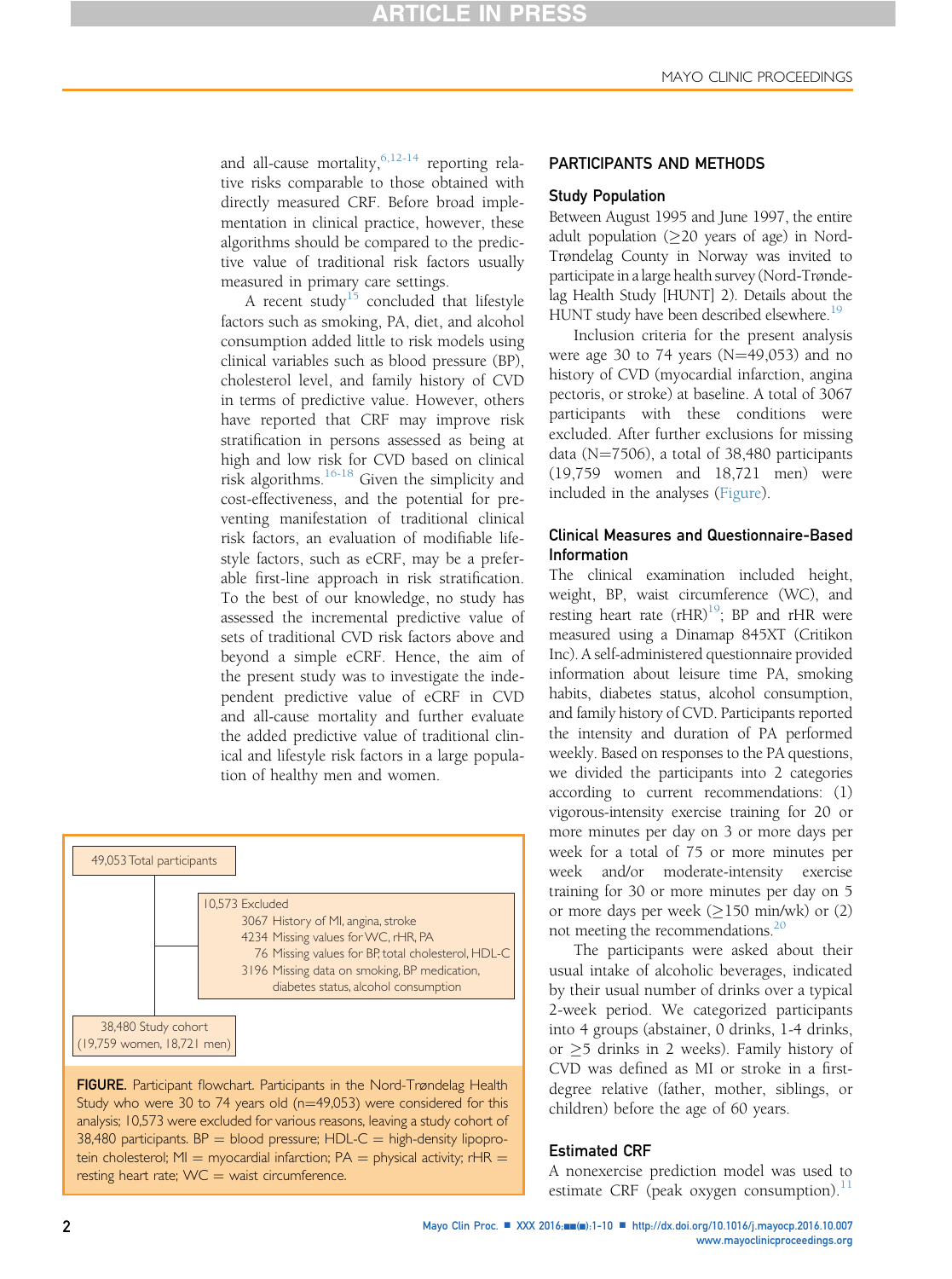and all-cause mortality,[6,12-14] reporting relative risks comparable to those obtained with directly measured CRF. Before broad implementation in clinical practice, however, these algorithms should be compared to the predictive value of traditional risk factors usually measured in primary care settings.

A recent study[15] concluded that lifestyle factors such as smoking, PA, diet, and alcohol consumption added little to risk models using clinical variables such as blood pressure (BP), cholesterol level, and family history of CVD in terms of predictive value. However, others have reported that CRF may improve risk stratification in persons assessed as being at high and low risk for CVD based on clinical risk algorithms.[16-18] Given the simplicity and cost-effectiveness, and the potential for preventing manifestation of traditional clinical risk factors, an evaluation of modifiable lifestyle factors, such as eCRF, may be a preferable first-line approach in risk stratification. To the best of our knowledge, no study has assessed the incremental predictive value of sets of traditional CVD risk factors above and beyond a simple eCRF. Hence, the aim of the present study was to investigate the independent predictive value of eCRF in CVD and all-cause mortality and further evaluate the added predictive value of traditional clinical and lifestyle risk factors in a large population of healthy men and women.

49,053 Total participants

10,573 Excluded
- 3067 History of MI, angina, stroke
- 4234 Missing values for WC, rHR, PA
- 76 Missing values for BP, total cholesterol, HDL-C
- 3196 Missing data on smoking, BP medication, diabetes status, alcohol consumption

38,480 Study cohort (19,759 women, 18,721 men)

**FIGURE.** Participant flowchart. Participants in the Nord-Trøndelag Health Study who were 30 to 74 years old (n=49,053) were considered for this analysis; 10,573 were excluded for various reasons, leaving a study cohort of 38,480 participants. BP = blood pressure; HDL-C = high-density lipoprotein cholesterol; MI = myocardial infarction; PA = physical activity; rHR = resting heart rate; WC = waist circumference.

## PARTICIPANTS AND METHODS

### Study Population

Between August 1995 and June 1997, the entire adult population (≥20 years of age) in Nord-Trøndelag County in Norway was invited to participate in a large health survey (Nord-Trøndelag Health Study [HUNT] 2). Details about the HUNT study have been described elsewhere.[19]

Inclusion criteria for the present analysis were age 30 to 74 years (N=49,053) and no history of CVD (myocardial infarction, angina pectoris, or stroke) at baseline. A total of 3067 participants with these conditions were excluded. After further exclusions for missing data (N=7506), a total of 38,480 participants (19,759 women and 18,721 men) were included in the analyses (Figure).

### Clinical Measures and Questionnaire-Based Information

The clinical examination included height, weight, BP, waist circumference (WC), and resting heart rate (rHR)[19]; BP and rHR were measured using a Dinamap 845XT (Critikon Inc). A self-administered questionnaire provided information about leisure time PA, smoking habits, diabetes status, alcohol consumption, and family history of CVD. Participants reported the intensity and duration of PA performed weekly. Based on responses to the PA questions, we divided the participants into 2 categories according to current recommendations: (1) vigorous-intensity exercise training for 20 or more minutes per day on 3 or more days per week for a total of 75 or more minutes per week and/or moderate-intensity exercise training for 30 or more minutes per day on 5 or more days per week (≥150 min/wk) or (2) not meeting the recommendations.[20]

The participants were asked about their usual intake of alcoholic beverages, indicated by their usual number of drinks over a typical 2-week period. We categorized participants into 4 groups (abstainer, 0 drinks, 1-4 drinks, or ≥5 drinks in 2 weeks). Family history of CVD was defined as MI or stroke in a first-degree relative (father, mother, siblings, or children) before the age of 60 years.

### Estimated CRF

A nonexercise prediction model was used to estimate CRF (peak oxygen consumption).[11]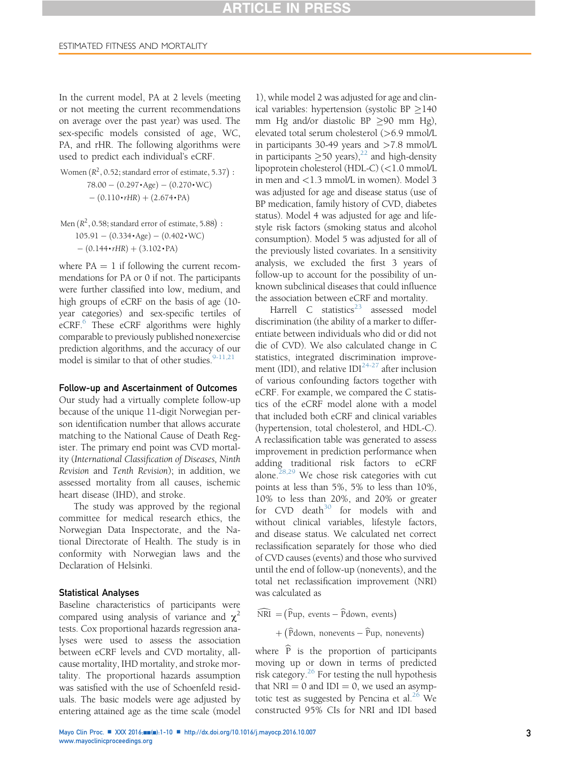In the current model, PA at 2 levels (meeting or not meeting the current recommendations on average over the past year) was used. The sex-specific models consisted of age, WC, PA, and rHR. The following algorithms were used to predict each individual's eCRF.

$$\text{Women } (R^2, 0.52; \text{standard error of estimate}, 5.37): 78.00 - (0.297 \cdot \text{Age}) - (0.270 \cdot \text{WC}) - (0.110 \cdot rHR) + (2.674 \cdot \text{PA})$$

$$\text{Men } (R^2, 0.58; \text{standard error of estimate}, 5.88): 105.91 - (0.334 \cdot \text{Age}) - (0.402 \cdot \text{WC}) - (0.144 \cdot rHR) + (3.102 \cdot \text{PA})$$

where PA = 1 if following the current recommendations for PA or 0 if not. The participants were further classified into low, medium, and high groups of eCRF on the basis of age (10-year categories) and sex-specific tertiles of eCRF.[6] These eCRF algorithms were highly comparable to previously published nonexercise prediction algorithms, and the accuracy of our model is similar to that of other studies.[9-11,21]

### Follow-up and Ascertainment of Outcomes

Our study had a virtually complete follow-up because of the unique 11-digit Norwegian person identification number that allows accurate matching to the National Cause of Death Register. The primary end point was CVD mortality (*International Classification of Diseases, Ninth Revision* and *Tenth Revision*); in addition, we assessed mortality from all causes, ischemic heart disease (IHD), and stroke.

The study was approved by the regional committee for medical research ethics, the Norwegian Data Inspectorate, and the National Directorate of Health. The study is in conformity with Norwegian laws and the Declaration of Helsinki.

### Statistical Analyses

Baseline characteristics of participants were compared using analysis of variance and $\chi^2$ tests. Cox proportional hazards regression analyses were used to assess the association between eCRF levels and CVD mortality, all-cause mortality, IHD mortality, and stroke mortality. The proportional hazards assumption was satisfied with the use of Schoenfeld residuals. The basic models were age adjusted by entering attained age as the time scale (model 1), while model 2 was adjusted for age and clinical variables: hypertension (systolic BP ≥140 mm Hg and/or diastolic BP ≥90 mm Hg), elevated total serum cholesterol (>6.9 mmol/L in participants 30-49 years and >7.8 mmol/L in participants ≥50 years),[22] and high-density lipoprotein cholesterol (HDL-C) (<1.0 mmol/L in men and <1.3 mmol/L in women). Model 3 was adjusted for age and disease status (use of BP medication, family history of CVD, diabetes status). Model 4 was adjusted for age and lifestyle risk factors (smoking status and alcohol consumption). Model 5 was adjusted for all of the previously listed covariates. In a sensitivity analysis, we excluded the first 3 years of follow-up to account for the possibility of unknown subclinical diseases that could influence the association between eCRF and mortality.

Harrell C statistics[23] assessed model discrimination (the ability of a marker to differentiate between individuals who did or did not die of CVD). We also calculated change in C statistics, integrated discrimination improvement (IDI), and relative IDI[24-27] after inclusion of various confounding factors together with eCRF. For example, we compared the C statistics of the eCRF model alone with a model that included both eCRF and clinical variables (hypertension, total cholesterol, and HDL-C). A reclassification table was generated to assess improvement in prediction performance when adding traditional risk factors to eCRF alone.[28,29] We chose risk categories with cut points at less than 5%, 5% to less than 10%, 10% to less than 20%, and 20% or greater for CVD death[30] for models with and without clinical variables, lifestyle factors, and disease status. We calculated net correct reclassification separately for those who died of CVD causes (events) and those who survived until the end of follow-up (nonevents), and the total net reclassification improvement (NRI) was calculated as

$$\widehat{\text{NRI}} = \left(\widehat{\text{P}}\text{up, events} - \widehat{\text{P}}\text{down, events}\right) + \left(\widehat{\text{P}}\text{down, nonevents} - \widehat{\text{P}}\text{up, nonevents}\right)$$

where $\widehat{\text{P}}$ is the proportion of participants moving up or down in terms of predicted risk category.[26] For testing the null hypothesis that NRI = 0 and IDI = 0, we used an asymptotic test as suggested by Pencina et al.[26] We constructed 95% CIs for NRI and IDI based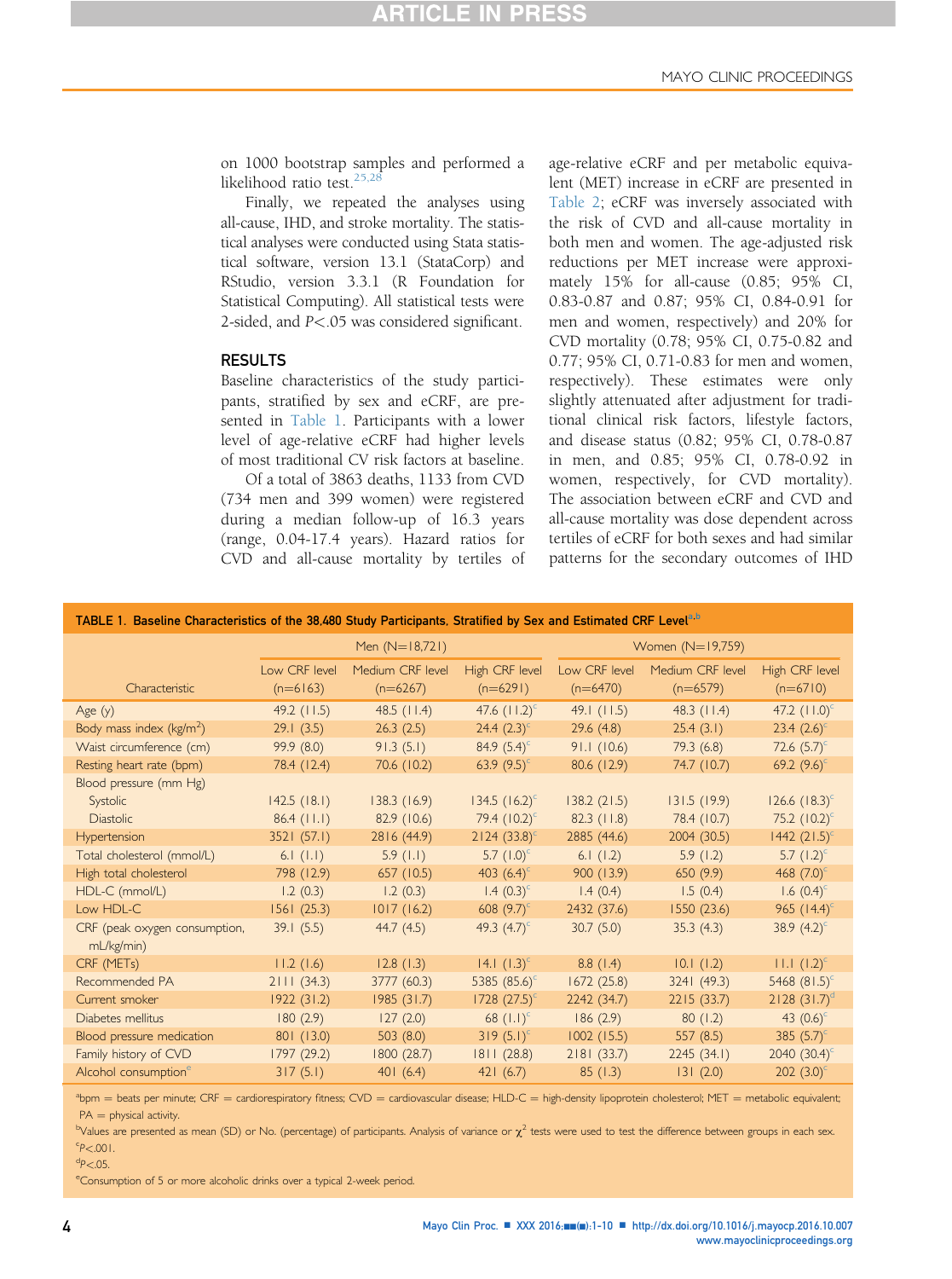on 1000 bootstrap samples and performed a likelihood ratio test.[25,28]

Finally, we repeated the analyses using all-cause, IHD, and stroke mortality. The statistical analyses were conducted using Stata statistical software, version 13.1 (StataCorp) and RStudio, version 3.3.1 (R Foundation for Statistical Computing). All statistical tests were 2-sided, and $P<.05$ was considered significant.

## RESULTS

Baseline characteristics of the study participants, stratified by sex and eCRF, are presented in Table 1. Participants with a lower level of age-relative eCRF had higher levels of most traditional CV risk factors at baseline.

Of a total of 3863 deaths, 1133 from CVD (734 men and 399 women) were registered during a median follow-up of 16.3 years (range, 0.04-17.4 years). Hazard ratios for CVD and all-cause mortality by tertiles of age-relative eCRF and per metabolic equivalent (MET) increase in eCRF are presented in Table 2; eCRF was inversely associated with the risk of CVD and all-cause mortality in both men and women. The age-adjusted risk reductions per MET increase were approximately 15% for all-cause (0.85; 95% CI, 0.83-0.87 and 0.87; 95% CI, 0.84-0.91 for men and women, respectively) and 20% for CVD mortality (0.78; 95% CI, 0.75-0.82 and 0.77; 95% CI, 0.71-0.83 for men and women, respectively). These estimates were only slightly attenuated after adjustment for traditional clinical risk factors, lifestyle factors, and disease status (0.82; 95% CI, 0.78-0.87 in men, and 0.85; 95% CI, 0.78-0.92 in women, respectively, for CVD mortality). The association between eCRF and CVD and all-cause mortality was dose dependent across tertiles of eCRF for both sexes and had similar patterns for the secondary outcomes of IHD

**TABLE 1. Baseline Characteristics of the 38,480 Study Participants, Stratified by Sex and Estimated CRF Level[a,b]**

| Characteristic | Men (N=18,721) | | | Women (N=19,759) | | |
|---|---|---|---|---|---|---|
| | Low CRF level (n=6163) | Medium CRF level (n=6267) | High CRF level (n=6291) | Low CRF level (n=6470) | Medium CRF level (n=6579) | High CRF level (n=6710) |
| Age (y) | 49.2 (11.5) | 48.5 (11.4) | 47.6 (11.2)[c] | 49.1 (11.5) | 48.3 (11.4) | 47.2 (11.0)[c] |
| Body mass index (kg/m$^2$) | 29.1 (3.5) | 26.3 (2.5) | 24.4 (2.3)[c] | 29.6 (4.8) | 25.4 (3.1) | 23.4 (2.6)[c] |
| Waist circumference (cm) | 99.9 (8.0) | 91.3 (5.1) | 84.9 (5.4)[c] | 91.1 (10.6) | 79.3 (6.8) | 72.6 (5.7)[c] |
| Resting heart rate (bpm) | 78.4 (12.4) | 70.6 (10.2) | 63.9 (9.5)[c] | 80.6 (12.9) | 74.7 (10.7) | 69.2 (9.6)[c] |
| Blood pressure (mm Hg) | | | | | | |
| Systolic | 142.5 (18.1) | 138.3 (16.9) | 134.5 (16.2)[c] | 138.2 (21.5) | 131.5 (19.9) | 126.6 (18.3)[c] |
| Diastolic | 86.4 (11.1) | 82.9 (10.6) | 79.4 (10.2)[c] | 82.3 (11.8) | 78.4 (10.7) | 75.2 (10.2)[c] |
| Hypertension | 3521 (57.1) | 2816 (44.9) | 2124 (33.8)[c] | 2885 (44.6) | 2004 (30.5) | 1442 (21.5)[c] |
| Total cholesterol (mmol/L) | 6.1 (1.1) | 5.9 (1.1) | 5.7 (1.0)[c] | 6.1 (1.2) | 5.9 (1.2) | 5.7 (1.2)[c] |
| High total cholesterol | 798 (12.9) | 657 (10.5) | 403 (6.4)[c] | 900 (13.9) | 650 (9.9) | 468 (7.0)[c] |
| HDL-C (mmol/L) | 1.2 (0.3) | 1.2 (0.3) | 1.4 (0.3)[c] | 1.4 (0.4) | 1.5 (0.4) | 1.6 (0.4)[c] |
| Low HDL-C | 1561 (25.3) | 1017 (16.2) | 608 (9.7)[c] | 2432 (37.6) | 1550 (23.6) | 965 (14.4)[c] |
| CRF (peak oxygen consumption, mL/kg/min) | 39.1 (5.5) | 44.7 (4.5) | 49.3 (4.7)[c] | 30.7 (5.0) | 35.3 (4.3) | 38.9 (4.2)[c] |
| CRF (METs) | 11.2 (1.6) | 12.8 (1.3) | 14.1 (1.3)[c] | 8.8 (1.4) | 10.1 (1.2) | 11.1 (1.2)[c] |
| Recommended PA | 2111 (34.3) | 3777 (60.3) | 5385 (85.6)[c] | 1672 (25.8) | 3241 (49.3) | 5468 (81.5)[c] |
| Current smoker | 1922 (31.2) | 1985 (31.7) | 1728 (27.5)[c] | 2242 (34.7) | 2215 (33.7) | 2128 (31.7)[d] |
| Diabetes mellitus | 180 (2.9) | 127 (2.0) | 68 (1.1)[c] | 186 (2.9) | 80 (1.2) | 43 (0.6)[c] |
| Blood pressure medication | 801 (13.0) | 503 (8.0) | 319 (5.1)[c] | 1002 (15.5) | 557 (8.5) | 385 (5.7)[c] |
| Family history of CVD | 1797 (29.2) | 1800 (28.7) | 1811 (28.8) | 2181 (33.7) | 2245 (34.1) | 2040 (30.4)[c] |
| Alcohol consumption[e] | 317 (5.1) | 401 (6.4) | 421 (6.7) | 85 (1.3) | 131 (2.0) | 202 (3.0)[c] |

[a]bpm = beats per minute; CRF = cardiorespiratory fitness; CVD = cardiovascular disease; HLD-C = high-density lipoprotein cholesterol; MET = metabolic equivalent; PA = physical activity.

[b]Values are presented as mean (SD) or No. (percentage) of participants. Analysis of variance or $\chi^2$ tests were used to test the difference between groups in each sex.

[c]$P<.001$.

[d]$P<.05$.

[e]Consumption of 5 or more alcoholic drinks over a typical 2-week period.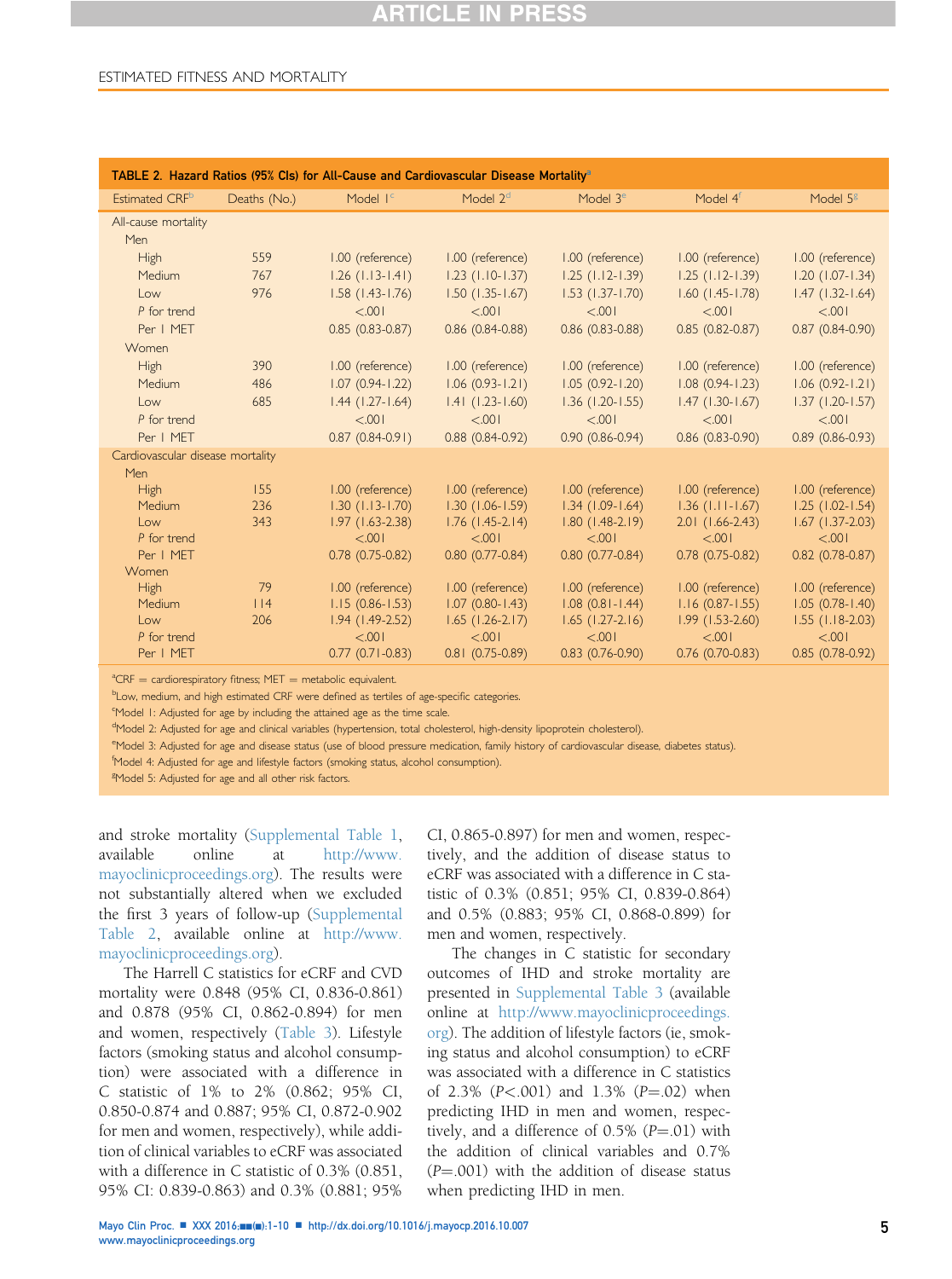**TABLE 2. Hazard Ratios (95% CIs) for All-Cause and Cardiovascular Disease Mortality[a]**

| Estimated CRF[b] | Deaths (No.) | Model 1[c] | Model 2[d] | Model 3[e] | Model 4[f] | Model 5[g] |
|---|---|---|---|---|---|---|
| All-cause mortality | | | | | | |
| Men | | | | | | |
| High | 559 | 1.00 (reference) | 1.00 (reference) | 1.00 (reference) | 1.00 (reference) | 1.00 (reference) |
| Medium | 767 | 1.26 (1.13-1.41) | 1.23 (1.10-1.37) | 1.25 (1.12-1.39) | 1.25 (1.12-1.39) | 1.20 (1.07-1.34) |
| Low | 976 | 1.58 (1.43-1.76) | 1.50 (1.35-1.67) | 1.53 (1.37-1.70) | 1.60 (1.45-1.78) | 1.47 (1.32-1.64) |
| *P* for trend | | <.001 | <.001 | <.001 | <.001 | <.001 |
| Per 1 MET | | 0.85 (0.83-0.87) | 0.86 (0.84-0.88) | 0.86 (0.83-0.88) | 0.85 (0.82-0.87) | 0.87 (0.84-0.90) |
| Women | | | | | | |
| High | 390 | 1.00 (reference) | 1.00 (reference) | 1.00 (reference) | 1.00 (reference) | 1.00 (reference) |
| Medium | 486 | 1.07 (0.94-1.22) | 1.06 (0.93-1.21) | 1.05 (0.92-1.20) | 1.08 (0.94-1.23) | 1.06 (0.92-1.21) |
| Low | 685 | 1.44 (1.27-1.64) | 1.41 (1.23-1.60) | 1.36 (1.20-1.55) | 1.47 (1.30-1.67) | 1.37 (1.20-1.57) |
| *P* for trend | | <.001 | <.001 | <.001 | <.001 | <.001 |
| Per 1 MET | | 0.87 (0.84-0.91) | 0.88 (0.84-0.92) | 0.90 (0.86-0.94) | 0.86 (0.83-0.90) | 0.89 (0.86-0.93) |
| Cardiovascular disease mortality | | | | | | |
| Men | | | | | | |
| High | 155 | 1.00 (reference) | 1.00 (reference) | 1.00 (reference) | 1.00 (reference) | 1.00 (reference) |
| Medium | 236 | 1.30 (1.13-1.70) | 1.30 (1.06-1.59) | 1.34 (1.09-1.64) | 1.36 (1.11-1.67) | 1.25 (1.02-1.54) |
| Low | 343 | 1.97 (1.63-2.38) | 1.76 (1.45-2.14) | 1.80 (1.48-2.19) | 2.01 (1.66-2.43) | 1.67 (1.37-2.03) |
| *P* for trend | | <.001 | <.001 | <.001 | <.001 | <.001 |
| Per 1 MET | | 0.78 (0.75-0.82) | 0.80 (0.77-0.84) | 0.80 (0.77-0.84) | 0.78 (0.75-0.82) | 0.82 (0.78-0.87) |
| Women | | | | | | |
| High | 79 | 1.00 (reference) | 1.00 (reference) | 1.00 (reference) | 1.00 (reference) | 1.00 (reference) |
| Medium | 114 | 1.15 (0.86-1.53) | 1.07 (0.80-1.43) | 1.08 (0.81-1.44) | 1.16 (0.87-1.55) | 1.05 (0.78-1.40) |
| Low | 206 | 1.94 (1.49-2.52) | 1.65 (1.26-2.17) | 1.65 (1.27-2.16) | 1.99 (1.53-2.60) | 1.55 (1.18-2.03) |
| *P* for trend | | <.001 | <.001 | <.001 | <.001 | <.001 |
| Per 1 MET | | 0.77 (0.71-0.83) | 0.81 (0.75-0.89) | 0.83 (0.76-0.90) | 0.76 (0.70-0.83) | 0.85 (0.78-0.92) |

[a]CRF = cardiorespiratory fitness; MET = metabolic equivalent.
[b]Low, medium, and high estimated CRF were defined as tertiles of age-specific categories.
[c]Model 1: Adjusted for age by including the attained age as the time scale.
[d]Model 2: Adjusted for age and clinical variables (hypertension, total cholesterol, high-density lipoprotein cholesterol).
[e]Model 3: Adjusted for age and disease status (use of blood pressure medication, family history of cardiovascular disease, diabetes status).
[f]Model 4: Adjusted for age and lifestyle factors (smoking status, alcohol consumption).
[g]Model 5: Adjusted for age and all other risk factors.

and stroke mortality (Supplemental Table 1, available online at http://www.mayoclinicproceedings.org). The results were not substantially altered when we excluded the first 3 years of follow-up (Supplemental Table 2, available online at http://www.mayoclinicproceedings.org).

The Harrell C statistics for eCRF and CVD mortality were 0.848 (95% CI, 0.836-0.861) and 0.878 (95% CI, 0.862-0.894) for men and women, respectively (Table 3). Lifestyle factors (smoking status and alcohol consumption) were associated with a difference in C statistic of 1% to 2% (0.862; 95% CI, 0.850-0.874 and 0.887; 95% CI, 0.872-0.902 for men and women, respectively), while addition of clinical variables to eCRF was associated with a difference in C statistic of 0.3% (0.851, 95% CI: 0.839-0.863) and 0.3% (0.881; 95% CI, 0.865-0.897) for men and women, respectively, and the addition of disease status to eCRF was associated with a difference in C statistic of 0.3% (0.851; 95% CI, 0.839-0.864) and 0.5% (0.883; 95% CI, 0.868-0.899) for men and women, respectively.

The changes in C statistic for secondary outcomes of IHD and stroke mortality are presented in Supplemental Table 3 (available online at http://www.mayoclinicproceedings.org). The addition of lifestyle factors (ie, smoking status and alcohol consumption) to eCRF was associated with a difference in C statistics of 2.3% ($P<.001$) and 1.3% ($P=.02$) when predicting IHD in men and women, respectively, and a difference of 0.5% ($P=.01$) with the addition of clinical variables and 0.7% ($P=.001$) with the addition of disease status when predicting IHD in men.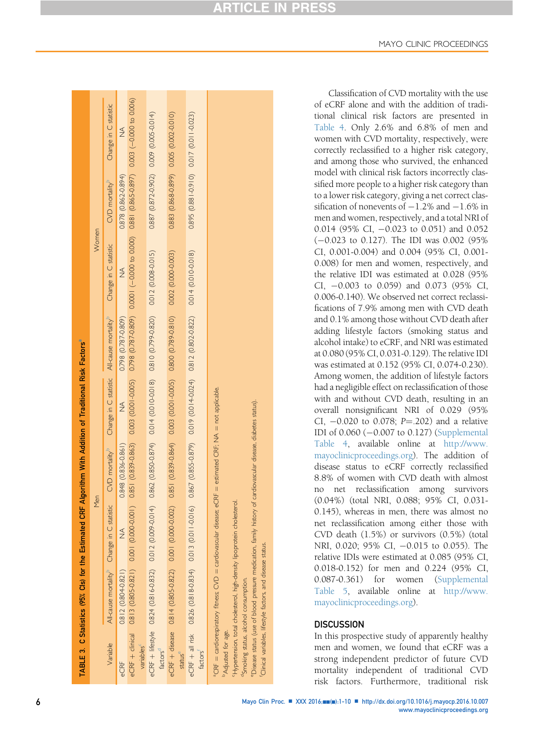**TABLE 3. C Statistics (95% CIs) for the Estimated CRF Algorithm With Addition of Traditional Risk Factors[a]**

| Variable | Men | | | | Women | | | |
|---|---|---|---|---|---|---|---|---|
| | All-cause mortality[b] | Change in C statistic | CVD mortality[b] | Change in C statistic | All-cause mortality[b] | Change in C statistic | CVD mortality[b] | Change in C statistic |
| eCRF | 0.812 (0.804-0.821) | NA | 0.848 (0.836-0.861) | NA | 0.798 (0.787-0.809) | NA | 0.878 (0.862-0.894) | NA |
| eCRF + clinical variables[c] | 0.813 (0.805-0.821) | 0.001 (0.000-0.001) | 0.851 (0.839-0.863) | 0.003 (0.001-0.005) | 0.798 (0.787-0.809) | 0.0001 (−0.000 to 0.000) | 0.881 (0.865-0.897) | 0.003 (−0.000 to 0.006) |
| eCRF + lifestyle factors[d] | 0.824 (0.816-0.832) | 0.012 (0.009-0.014) | 0.862 (0.850-0.874) | 0.014 (0.010-0.018) | 0.810 (0.799-0.820) | 0.012 (0.008-0.015) | 0.887 (0.872-0.902) | 0.009 (0.005-0.014) |
| eCRF + disease status[e] | 0.814 (0.805-0.822) | 0.001 (0.000-0.002) | 0.851 (0.839-0.864) | 0.003 (0.001-0.005) | 0.800 (0.789-0.810) | 0.002 (0.000-0.003) | 0.883 (0.868-0.899) | 0.005 (0.002-0.010) |
| eCRF + all risk factors[f] | 0.826 (0.818-0.834) | 0.013 (0.011-0.016) | 0.867 (0.855-0.879) | 0.019 (0.014-0.024) | 0.812 (0.802-0.822) | 0.014 (0.010-0.018) | 0.895 (0.881-0.910) | 0.017 (0.011-0.023) |

[a]CRF = cardiorespiratory fitness; CVD = cardiovascular disease; eCRF = estimated CRF; NA = not applicable.
[b]Adjusted for age.
[c]Hypertension, total cholesterol, high-density lipoprotein cholesterol.
[d]Smoking status, alcohol consumption.
[e]Disease status (use of blood pressure medication, family history of cardiovascular disease, diabetes status).
[f]Clinical variables, lifestyle factors, and disease status.

Classification of CVD mortality with the use of eCRF alone and with the addition of traditional clinical risk factors are presented in Table 4. Only 2.6% and 6.8% of men and women with CVD mortality, respectively, were correctly reclassified to a higher risk category, and among those who survived, the enhanced model with clinical risk factors incorrectly classified more people to a higher risk category than to a lower risk category, giving a net correct classification of nonevents of −1.2% and −1.6% in men and women, respectively, and a total NRI of 0.014 (95% CI, −0.023 to 0.051) and 0.052 (−0.023 to 0.127). The IDI was 0.002 (95% CI, 0.001-0.004) and 0.004 (95% CI, 0.001-0.008) for men and women, respectively, and the relative IDI was estimated at 0.028 (95% CI, −0.003 to 0.059) and 0.073 (95% CI, 0.006-0.140). We observed net correct reclassifications of 7.9% among men with CVD death and 0.1% among those without CVD death after adding lifestyle factors (smoking status and alcohol intake) to eCRF, and NRI was estimated at 0.080 (95% CI, 0.031-0.129). The relative IDI was estimated at 0.152 (95% CI, 0.074-0.230). Among women, the addition of lifestyle factors had a negligible effect on reclassification of those with and without CVD death, resulting in an overall nonsignificant NRI of 0.029 (95% CI, −0.020 to 0.078; $P=.202$) and a relative IDI of 0.060 (−0.007 to 0.127) (Supplemental Table 4, available online at http://www.mayoclinicproceedings.org). The addition of disease status to eCRF correctly reclassified 8.8% of women with CVD death with almost no net reclassification among survivors (0.04%) (total NRI, 0.088; 95% CI, 0.031-0.145), whereas in men, there was almost no net reclassification among either those with CVD death (1.5%) or survivors (0.5%) (total NRI, 0.020; 95% CI, −0.015 to 0.055). The relative IDIs were estimated at 0.085 (95% CI, 0.018-0.152) for men and 0.224 (95% CI, 0.087-0.361) for women (Supplemental Table 5, available online at http://www.mayoclinicproceedings.org).

## DISCUSSION

In this prospective study of apparently healthy men and women, we found that eCRF was a strong independent predictor of future CVD mortality independent of traditional CVD risk factors. Furthermore, traditional risk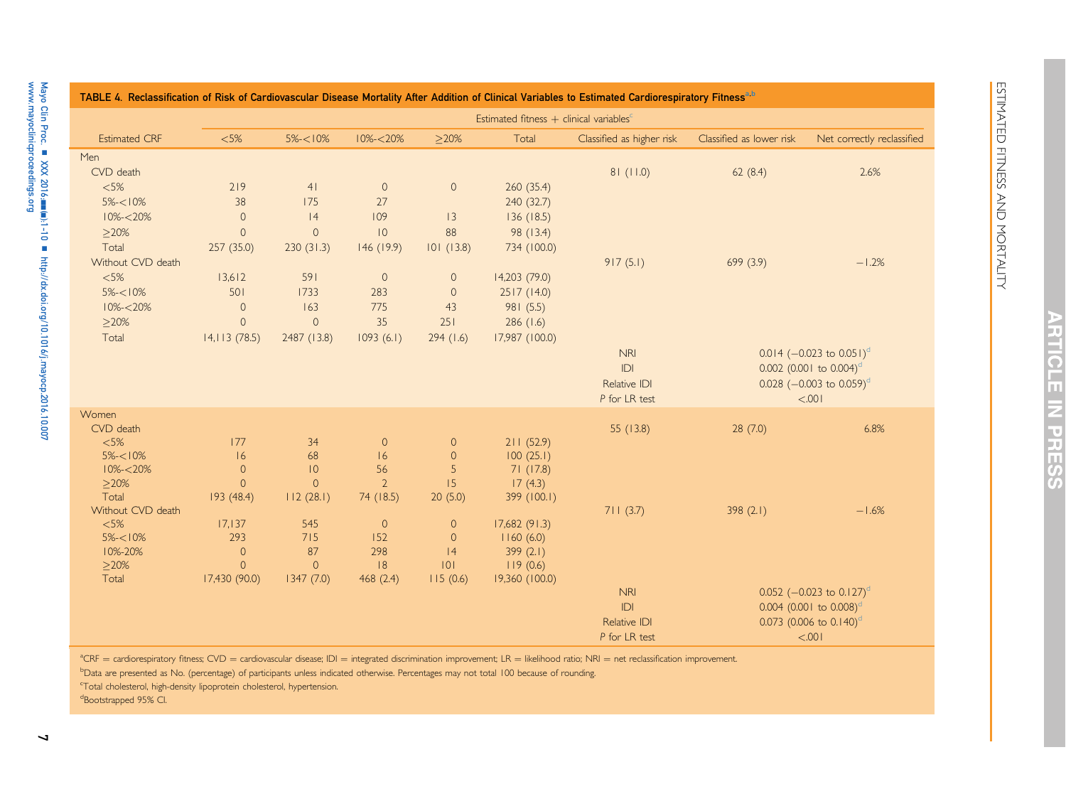**TABLE 4. Reclassification of Risk of Cardiovascular Disease Mortality After Addition of Clinical Variables to Estimated Cardiorespiratory Fitness[a,b]**

| | Estimated fitness + clinical variables[c] | | | | | | | |
|---|---|---|---|---|---|---|---|---|
| Estimated CRF | <5% | 5%-<10% | 10%-<20% | ≥20% | Total | Classified as higher risk | Classified as lower risk | Net correctly reclassified |
| Men | | | | | | | | |
| CVD death | | | | | | 81 (11.0) | 62 (8.4) | 2.6% |
| <5% | 219 | 41 | 0 | 0 | 260 (35.4) | | | |
| 5%-<10% | 38 | 175 | 27 | | 240 (32.7) | | | |
| 10%-<20% | 0 | 14 | 109 | 13 | 136 (18.5) | | | |
| ≥20% | 0 | 0 | 10 | 88 | 98 (13.4) | | | |
| Total | 257 (35.0) | 230 (31.3) | 146 (19.9) | 101 (13.8) | 734 (100.0) | | | |
| Without CVD death | | | | | | 917 (5.1) | 699 (3.9) | −1.2% |
| <5% | 13,612 | 591 | 0 | 0 | 14,203 (79.0) | | | |
| 5%-<10% | 501 | 1733 | 283 | 0 | 2517 (14.0) | | | |
| 10%-<20% | 0 | 163 | 775 | 43 | 981 (5.5) | | | |
| ≥20% | 0 | 0 | 35 | 251 | 286 (1.6) | | | |
| Total | 14,113 (78.5) | 2487 (13.8) | 1093 (6.1) | 294 (1.6) | 17,987 (100.0) | | | |
| | | | | | | NRI | 0.014 (−0.023 to 0.051)[d] | |
| | | | | | | IDI | 0.002 (0.001 to 0.004)[d] | |
| | | | | | | Relative IDI | 0.028 (−0.003 to 0.059)[d] | |
| | | | | | | *P* for LR test | <.001 | |
| Women | | | | | | | | |
| CVD death | | | | | | 55 (13.8) | 28 (7.0) | 6.8% |
| <5% | 177 | 34 | 0 | 0 | 211 (52.9) | | | |
| 5%-<10% | 16 | 68 | 16 | 0 | 100 (25.1) | | | |
| 10%-<20% | 0 | 10 | 56 | 5 | 71 (17.8) | | | |
| ≥20% | 0 | 0 | 2 | 15 | 17 (4.3) | | | |
| Total | 193 (48.4) | 112 (28.1) | 74 (18.5) | 20 (5.0) | 399 (100.1) | | | |
| Without CVD death | | | | | | 711 (3.7) | 398 (2.1) | −1.6% |
| <5% | 17,137 | 545 | 0 | 0 | 17,682 (91.3) | | | |
| 5%-<10% | 293 | 715 | 152 | 0 | 1160 (6.0) | | | |
| 10%-20% | 0 | 87 | 298 | 14 | 399 (2.1) | | | |
| ≥20% | 0 | 0 | 18 | 101 | 119 (0.6) | | | |
| Total | 17,430 (90.0) | 1347 (7.0) | 468 (2.4) | 115 (0.6) | 19,360 (100.0) | | | |
| | | | | | | NRI | 0.052 (−0.023 to 0.127)[d] | |
| | | | | | | IDI | 0.004 (0.001 to 0.008)[d] | |
| | | | | | | Relative IDI | 0.073 (0.006 to 0.140)[d] | |
| | | | | | | *P* for LR test | <.001 | |

[a]CRF = cardiorespiratory fitness; CVD = cardiovascular disease; IDI = integrated discrimination improvement; LR = likelihood ratio; NRI = net reclassification improvement.

[b]Data are presented as No. (percentage) of participants unless indicated otherwise. Percentages may not total 100 because of rounding.

[c]Total cholesterol, high-density lipoprotein cholesterol, hypertension.

[d]Bootstrapped 95% CI.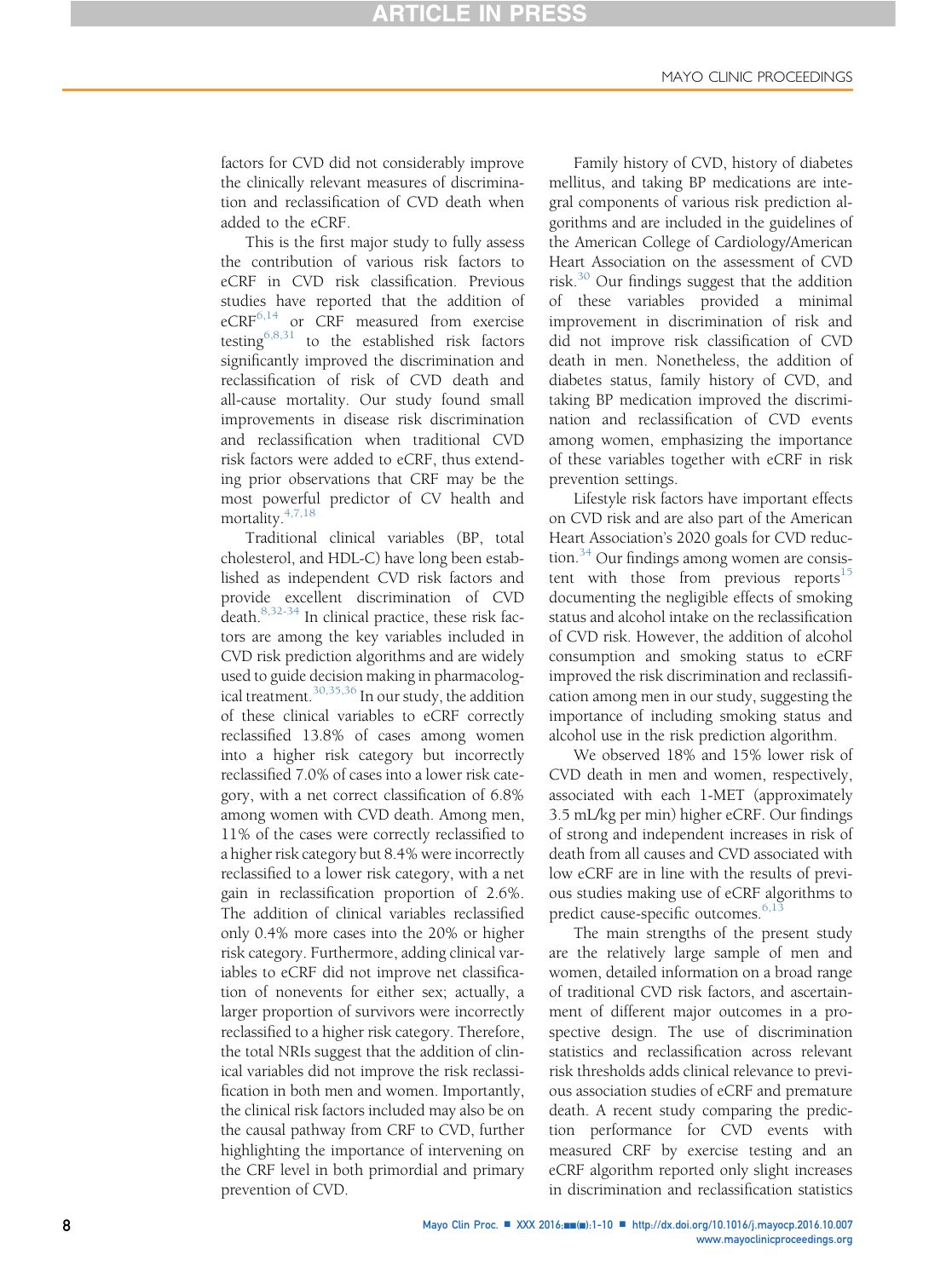factors for CVD did not considerably improve the clinically relevant measures of discrimination and reclassification of CVD death when added to the eCRF.

This is the first major study to fully assess the contribution of various risk factors to eCRF in CVD risk classification. Previous studies have reported that the addition of eCRF[6,14] or CRF measured from exercise testing[6,8,31] to the established risk factors significantly improved the discrimination and reclassification of risk of CVD death and all-cause mortality. Our study found small improvements in disease risk discrimination and reclassification when traditional CVD risk factors were added to eCRF, thus extending prior observations that CRF may be the most powerful predictor of CV health and mortality.[4,7,18]

Traditional clinical variables (BP, total cholesterol, and HDL-C) have long been established as independent CVD risk factors and provide excellent discrimination of CVD death.[8,32-34] In clinical practice, these risk factors are among the key variables included in CVD risk prediction algorithms and are widely used to guide decision making in pharmacological treatment.[30,35,36] In our study, the addition of these clinical variables to eCRF correctly reclassified 13.8% of cases among women into a higher risk category but incorrectly reclassified 7.0% of cases into a lower risk category, with a net correct classification of 6.8% among women with CVD death. Among men, 11% of the cases were correctly reclassified to a higher risk category but 8.4% were incorrectly reclassified to a lower risk category, with a net gain in reclassification proportion of 2.6%. The addition of clinical variables reclassified only 0.4% more cases into the 20% or higher risk category. Furthermore, adding clinical variables to eCRF did not improve net classification of nonevents for either sex; actually, a larger proportion of survivors were incorrectly reclassified to a higher risk category. Therefore, the total NRIs suggest that the addition of clinical variables did not improve the risk reclassification in both men and women. Importantly, the clinical risk factors included may also be on the causal pathway from CRF to CVD, further highlighting the importance of intervening on the CRF level in both primordial and primary prevention of CVD.

Family history of CVD, history of diabetes mellitus, and taking BP medications are integral components of various risk prediction algorithms and are included in the guidelines of the American College of Cardiology/American Heart Association on the assessment of CVD risk.[30] Our findings suggest that the addition of these variables provided a minimal improvement in discrimination of risk and did not improve risk classification of CVD death in men. Nonetheless, the addition of diabetes status, family history of CVD, and taking BP medication improved the discrimination and reclassification of CVD events among women, emphasizing the importance of these variables together with eCRF in risk prevention settings.

Lifestyle risk factors have important effects on CVD risk and are also part of the American Heart Association's 2020 goals for CVD reduction.[34] Our findings among women are consistent with those from previous reports[15] documenting the negligible effects of smoking status and alcohol intake on the reclassification of CVD risk. However, the addition of alcohol consumption and smoking status to eCRF improved the risk discrimination and reclassification among men in our study, suggesting the importance of including smoking status and alcohol use in the risk prediction algorithm.

We observed 18% and 15% lower risk of CVD death in men and women, respectively, associated with each 1-MET (approximately 3.5 mL/kg per min) higher eCRF. Our findings of strong and independent increases in risk of death from all causes and CVD associated with low eCRF are in line with the results of previous studies making use of eCRF algorithms to predict cause-specific outcomes.[6,13]

The main strengths of the present study are the relatively large sample of men and women, detailed information on a broad range of traditional CVD risk factors, and ascertainment of different major outcomes in a prospective design. The use of discrimination statistics and reclassification across relevant risk thresholds adds clinical relevance to previous association studies of eCRF and premature death. A recent study comparing the prediction performance for CVD events with measured CRF by exercise testing and an eCRF algorithm reported only slight increases in discrimination and reclassification statistics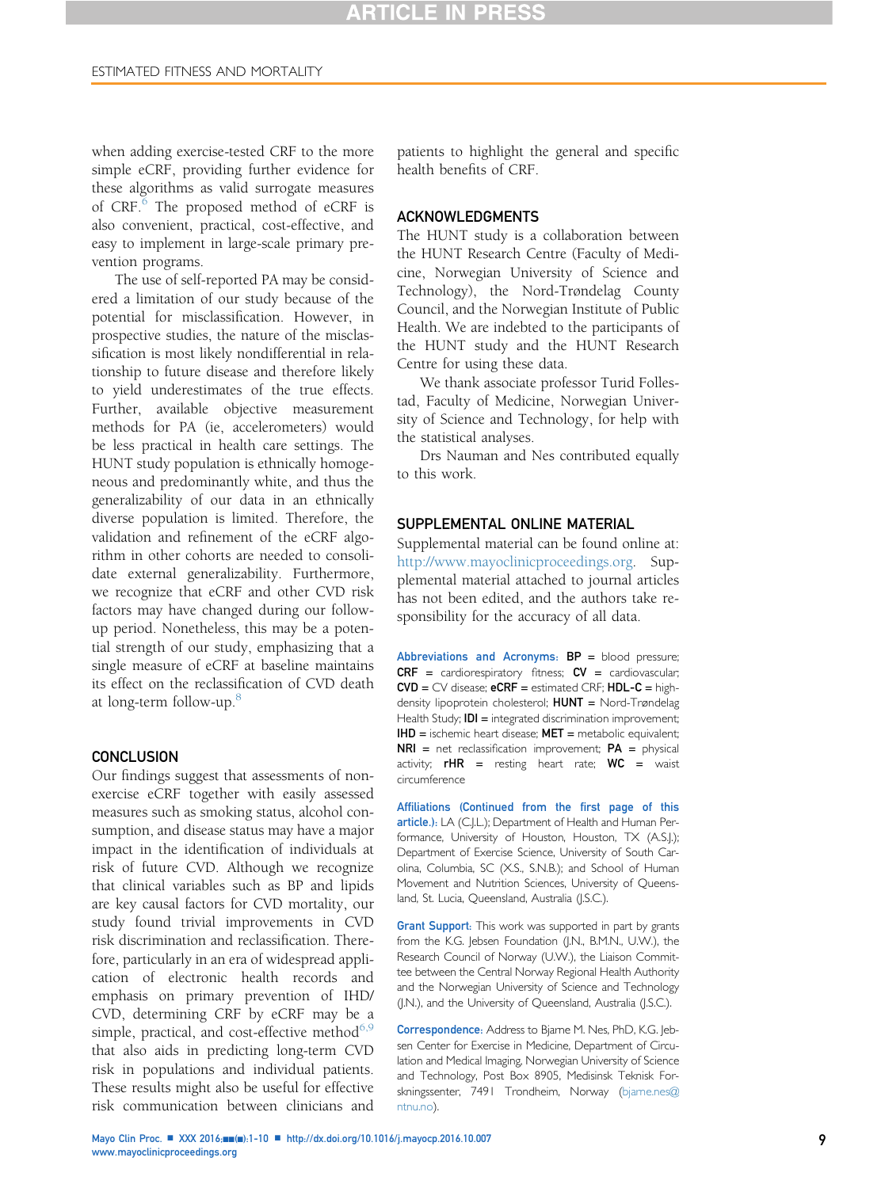when adding exercise-tested CRF to the more simple eCRF, providing further evidence for these algorithms as valid surrogate measures of CRF.[6] The proposed method of eCRF is also convenient, practical, cost-effective, and easy to implement in large-scale primary prevention programs.

The use of self-reported PA may be considered a limitation of our study because of the potential for misclassification. However, in prospective studies, the nature of the misclassification is most likely nondifferential in relationship to future disease and therefore likely to yield underestimates of the true effects. Further, available objective measurement methods for PA (ie, accelerometers) would be less practical in health care settings. The HUNT study population is ethnically homogeneous and predominantly white, and thus the generalizability of our data in an ethnically diverse population is limited. Therefore, the validation and refinement of the eCRF algorithm in other cohorts are needed to consolidate external generalizability. Furthermore, we recognize that eCRF and other CVD risk factors may have changed during our follow-up period. Nonetheless, this may be a potential strength of our study, emphasizing that a single measure of eCRF at baseline maintains its effect on the reclassification of CVD death at long-term follow-up.[8]

## CONCLUSION

Our findings suggest that assessments of nonexercise eCRF together with easily assessed measures such as smoking status, alcohol consumption, and disease status may have a major impact in the identification of individuals at risk of future CVD. Although we recognize that clinical variables such as BP and lipids are key causal factors for CVD mortality, our study found trivial improvements in CVD risk discrimination and reclassification. Therefore, particularly in an era of widespread application of electronic health records and emphasis on primary prevention of IHD/CVD, determining CRF by eCRF may be a simple, practical, and cost-effective method[6,9] that also aids in predicting long-term CVD risk in populations and individual patients. These results might also be useful for effective risk communication between clinicians and patients to highlight the general and specific health benefits of CRF.

## ACKNOWLEDGMENTS

The HUNT study is a collaboration between the HUNT Research Centre (Faculty of Medicine, Norwegian University of Science and Technology), the Nord-Trøndelag County Council, and the Norwegian Institute of Public Health. We are indebted to the participants of the HUNT study and the HUNT Research Centre for using these data.

We thank associate professor Turid Follestad, Faculty of Medicine, Norwegian University of Science and Technology, for help with the statistical analyses.

Drs Nauman and Nes contributed equally to this work.

## SUPPLEMENTAL ONLINE MATERIAL

Supplemental material can be found online at: http://www.mayoclinicproceedings.org. Supplemental material attached to journal articles has not been edited, and the authors take responsibility for the accuracy of all data.

**Abbreviations and Acronyms:** **BP** = blood pressure; **CRF** = cardiorespiratory fitness; **CV** = cardiovascular; **CVD** = CV disease; **eCRF** = estimated CRF; **HDL-C** = high-density lipoprotein cholesterol; **HUNT** = Nord-Trøndelag Health Study; **IDI** = integrated discrimination improvement; **IHD** = ischemic heart disease; **MET** = metabolic equivalent; **NRI** = net reclassification improvement; **PA** = physical activity; **rHR** = resting heart rate; **WC** = waist circumference

**Affiliations (Continued from the first page of this article.):** LA (C.J.L.); Department of Health and Human Performance, University of Houston, Houston, TX (A.S.J.); Department of Exercise Science, University of South Carolina, Columbia, SC (X.S., S.N.B.); and School of Human Movement and Nutrition Sciences, University of Queensland, St. Lucia, Queensland, Australia (J.S.C.).

**Grant Support:** This work was supported in part by grants from the K.G. Jebsen Foundation (J.N., B.M.N., U.W.), the Research Council of Norway (U.W.), the Liaison Committee between the Central Norway Regional Health Authority and the Norwegian University of Science and Technology (J.N.), and the University of Queensland, Australia (J.S.C.).

**Correspondence:** Address to Bjarne M. Nes, PhD, K.G. Jebsen Center for Exercise in Medicine, Department of Circulation and Medical Imaging, Norwegian University of Science and Technology, Post Box 8905, Medisinsk Teknisk Forskningssenter, 7491 Trondheim, Norway (bjarne.nes@ntnu.no).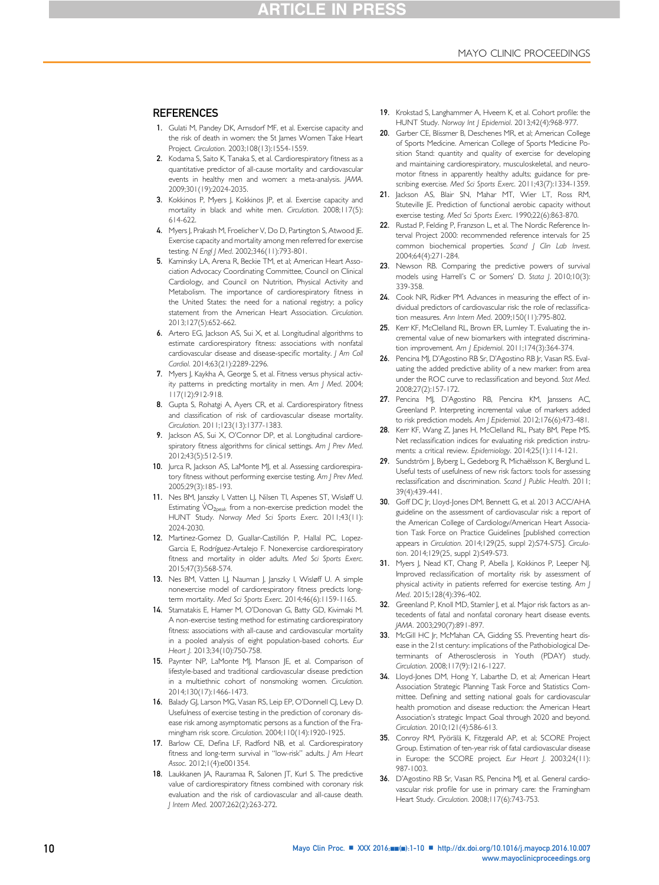## REFERENCES

1. Gulati M, Pandey DK, Arnsdorf MF, et al. Exercise capacity and the risk of death in women: the St James Women Take Heart Project. *Circulation.* 2003;108(13):1554-1559.
2. Kodama S, Saito K, Tanaka S, et al. Cardiorespiratory fitness as a quantitative predictor of all-cause mortality and cardiovascular events in healthy men and women: a meta-analysis. *JAMA.* 2009;301(19):2024-2035.
3. Kokkinos P, Myers J, Kokkinos JP, et al. Exercise capacity and mortality in black and white men. *Circulation.* 2008;117(5):614-622.
4. Myers J, Prakash M, Froelicher V, Do D, Partington S, Atwood JE. Exercise capacity and mortality among men referred for exercise testing. *N Engl J Med.* 2002;346(11):793-801.
5. Kaminsky LA, Arena R, Beckie TM, et al; American Heart Association Advocacy Coordinating Committee, Council on Clinical Cardiology, and Council on Nutrition, Physical Activity and Metabolism. The importance of cardiorespiratory fitness in the United States: the need for a national registry: a policy statement from the American Heart Association. *Circulation.* 2013;127(5):652-662.
6. Artero EG, Jackson AS, Sui X, et al. Longitudinal algorithms to estimate cardiorespiratory fitness: associations with nonfatal cardiovascular disease and disease-specific mortality. *J Am Coll Cardiol.* 2014;63(21):2289-2296.
7. Myers J, Kaykha A, George S, et al. Fitness versus physical activity patterns in predicting mortality in men. *Am J Med.* 2004;117(12):912-918.
8. Gupta S, Rohatgi A, Ayers CR, et al. Cardiorespiratory fitness and classification of risk of cardiovascular disease mortality. *Circulation.* 2011;123(13):1377-1383.
9. Jackson AS, Sui X, O'Connor DP, et al. Longitudinal cardiorespiratory fitness algorithms for clinical settings. *Am J Prev Med.* 2012;43(5):512-519.
10. Jurca R, Jackson AS, LaMonte MJ, et al. Assessing cardiorespiratory fitness without performing exercise testing. *Am J Prev Med.* 2005;29(3):185-193.
11. Nes BM, Janszky I, Vatten LJ, Nilsen TI, Aspenes ST, Wisløff U. Estimating $\dot{V}O_{2peak}$ from a non-exercise prediction model: the HUNT Study. *Norway Med Sci Sports Exerc.* 2011;43(11):2024-2030.
12. Martinez-Gomez D, Guallar-Castillón P, Hallal PC, Lopez-Garcia E, Rodríguez-Artalejo F. Nonexercise cardiorespiratory fitness and mortality in older adults. *Med Sci Sports Exerc.* 2015;47(3):568-574.
13. Nes BM, Vatten LJ, Nauman J, Janszky I, Wisløff U. A simple nonexercise model of cardiorespiratory fitness predicts long-term mortality. *Med Sci Sports Exerc.* 2014;46(6):1159-1165.
14. Stamatakis E, Hamer M, O'Donovan G, Batty GD, Kivimaki M. A non-exercise testing method for estimating cardiorespiratory fitness: associations with all-cause and cardiovascular mortality in a pooled analysis of eight population-based cohorts. *Eur Heart J.* 2013;34(10):750-758.
15. Paynter NP, LaMonte MJ, Manson JE, et al. Comparison of lifestyle-based and traditional cardiovascular disease prediction in a multiethnic cohort of nonsmoking women. *Circulation.* 2014;130(17):1466-1473.
16. Balady GJ, Larson MG, Vasan RS, Leip EP, O'Donnell CJ, Levy D. Usefulness of exercise testing in the prediction of coronary disease risk among asymptomatic persons as a function of the Framingham risk score. *Circulation.* 2004;110(14):1920-1925.
17. Barlow CE, Defina LF, Radford NB, et al. Cardiorespiratory fitness and long-term survival in "low-risk" adults. *J Am Heart Assoc.* 2012;1(4):e001354.
18. Laukkanen JA, Rauramaa R, Salonen JT, Kurl S. The predictive value of cardiorespiratory fitness combined with coronary risk evaluation and the risk of cardiovascular and all-cause death. *J Intern Med.* 2007;262(2):263-272.
19. Krokstad S, Langhammer A, Hveem K, et al. Cohort profile: the HUNT Study. *Norway Int J Epidemiol.* 2013;42(4):968-977.
20. Garber CE, Blissmer B, Deschenes MR, et al; American College of Sports Medicine. American College of Sports Medicine Position Stand: quantity and quality of exercise for developing and maintaining cardiorespiratory, musculoskeletal, and neuromotor fitness in apparently healthy adults; guidance for prescribing exercise. *Med Sci Sports Exerc.* 2011;43(7):1334-1359.
21. Jackson AS, Blair SN, Mahar MT, Wier LT, Ross RM, Stuteville JE. Prediction of functional aerobic capacity without exercise testing. *Med Sci Sports Exerc.* 1990;22(6):863-870.
22. Rustad P, Felding P, Franzson L, et al. The Nordic Reference Interval Project 2000: recommended reference intervals for 25 common biochemical properties. *Scand J Clin Lab Invest.* 2004;64(4):271-284.
23. Newson RB. Comparing the predictive powers of survival models using Harrell's C or Somers' D. *Stata J.* 2010;10(3):339-358.
24. Cook NR, Ridker PM. Advances in measuring the effect of individual predictors of cardiovascular risk: the role of reclassification measures. *Ann Intern Med.* 2009;150(11):795-802.
25. Kerr KF, McClelland RL, Brown ER, Lumley T. Evaluating the incremental value of new biomarkers with integrated discrimination improvement. *Am J Epidemiol.* 2011;174(3):364-374.
26. Pencina MJ, D'Agostino RB Sr, D'Agostino RB Jr, Vasan RS. Evaluating the added predictive ability of a new marker: from area under the ROC curve to reclassification and beyond. *Stat Med.* 2008;27(2):157-172.
27. Pencina MJ, D'Agostino RB, Pencina KM, Janssens AC, Greenland P. Interpreting incremental value of markers added to risk prediction models. *Am J Epidemiol.* 2012;176(6):473-481.
28. Kerr KF, Wang Z, Janes H, McClelland RL, Psaty BM, Pepe MS. Net reclassification indices for evaluating risk prediction instruments: a critical review. *Epidemiology.* 2014;25(1):114-121.
29. Sundström J, Byberg L, Gedeborg R, Michaëlsson K, Berglund L. Useful tests of usefulness of new risk factors: tools for assessing reclassification and discrimination. *Scand J Public Health.* 2011;39(4):439-441.
30. Goff DC Jr, Lloyd-Jones DM, Bennett G, et al. 2013 ACC/AHA guideline on the assessment of cardiovascular risk: a report of the American College of Cardiology/American Heart Association Task Force on Practice Guidelines [published correction appears in *Circulation.* 2014;129(25, suppl 2):S74-S75]. *Circulation.* 2014;129(25, suppl 2):S49-S73.
31. Myers J, Nead KT, Chang P, Abella J, Kokkinos P, Leeper NJ. Improved reclassification of mortality risk by assessment of physical activity in patients referred for exercise testing. *Am J Med.* 2015;128(4):396-402.
32. Greenland P, Knoll MD, Stamler J, et al. Major risk factors as antecedents of fatal and nonfatal coronary heart disease events. *JAMA.* 2003;290(7):891-897.
33. McGill HC Jr, McMahan CA, Gidding SS. Preventing heart disease in the 21st century: implications of the Pathobiological Determinants of Atherosclerosis in Youth (PDAY) study. *Circulation.* 2008;117(9):1216-1227.
34. Lloyd-Jones DM, Hong Y, Labarthe D, et al; American Heart Association Strategic Planning Task Force and Statistics Committee. Defining and setting national goals for cardiovascular health promotion and disease reduction: the American Heart Association's strategic Impact Goal through 2020 and beyond. *Circulation.* 2010;121(4):586-613.
35. Conroy RM, Pyörälä K, Fitzgerald AP, et al; SCORE Project Group. Estimation of ten-year risk of fatal cardiovascular disease in Europe: the SCORE project. *Eur Heart J.* 2003;24(11):987-1003.
36. D'Agostino RB Sr, Vasan RS, Pencina MJ, et al. General cardiovascular risk profile for use in primary care: the Framingham Heart Study. *Circulation.* 2008;117(6):743-753.